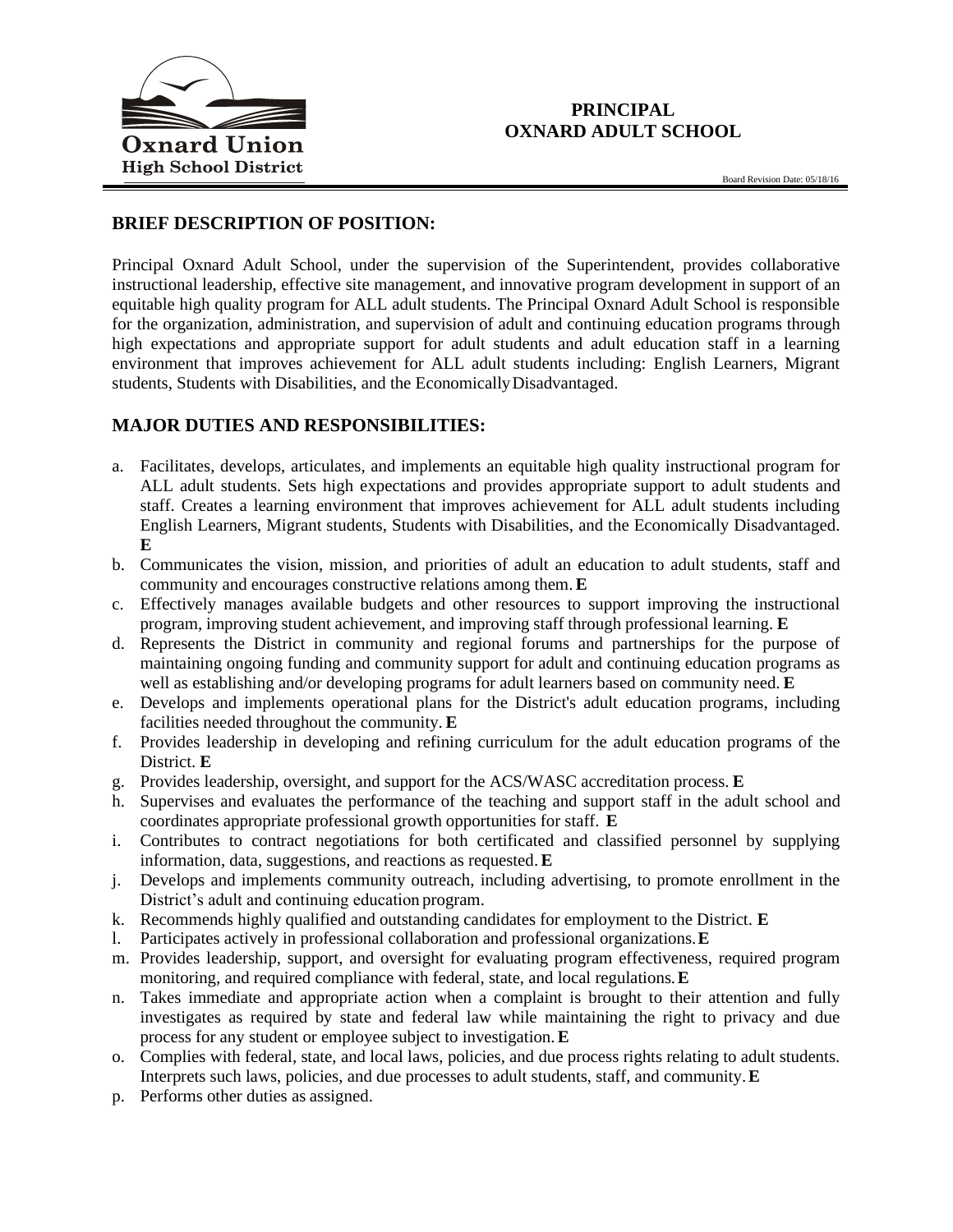Oxnard Union High School District

# PRINCIPAL
# OXNARD ADULT SCHOOL

Board Revision Date: 05/18/16

## BRIEF DESCRIPTION OF POSITION:

Principal Oxnard Adult School, under the supervision of the Superintendent, provides collaborative instructional leadership, effective site management, and innovative program development in support of an equitable high quality program for ALL adult students. The Principal Oxnard Adult School is responsible for the organization, administration, and supervision of adult and continuing education programs through high expectations and appropriate support for adult students and adult education staff in a learning environment that improves achievement for ALL adult students including: English Learners, Migrant students, Students with Disabilities, and the Economically Disadvantaged.

## MAJOR DUTIES AND RESPONSIBILITIES:

a. Facilitates, develops, articulates, and implements an equitable high quality instructional program for ALL adult students. Sets high expectations and provides appropriate support to adult students and staff. Creates a learning environment that improves achievement for ALL adult students including English Learners, Migrant students, Students with Disabilities, and the Economically Disadvantaged. **E**
b. Communicates the vision, mission, and priorities of adult an education to adult students, staff and community and encourages constructive relations among them. **E**
c. Effectively manages available budgets and other resources to support improving the instructional program, improving student achievement, and improving staff through professional learning. **E**
d. Represents the District in community and regional forums and partnerships for the purpose of maintaining ongoing funding and community support for adult and continuing education programs as well as establishing and/or developing programs for adult learners based on community need. **E**
e. Develops and implements operational plans for the District's adult education programs, including facilities needed throughout the community. **E**
f. Provides leadership in developing and refining curriculum for the adult education programs of the District. **E**
g. Provides leadership, oversight, and support for the ACS/WASC accreditation process. **E**
h. Supervises and evaluates the performance of the teaching and support staff in the adult school and coordinates appropriate professional growth opportunities for staff. **E**
i. Contributes to contract negotiations for both certificated and classified personnel by supplying information, data, suggestions, and reactions as requested. **E**
j. Develops and implements community outreach, including advertising, to promote enrollment in the District's adult and continuing education program.
k. Recommends highly qualified and outstanding candidates for employment to the District. **E**
l. Participates actively in professional collaboration and professional organizations. **E**
m. Provides leadership, support, and oversight for evaluating program effectiveness, required program monitoring, and required compliance with federal, state, and local regulations. **E**
n. Takes immediate and appropriate action when a complaint is brought to their attention and fully investigates as required by state and federal law while maintaining the right to privacy and due process for any student or employee subject to investigation. **E**
o. Complies with federal, state, and local laws, policies, and due process rights relating to adult students. Interprets such laws, policies, and due processes to adult students, staff, and community. **E**
p. Performs other duties as assigned.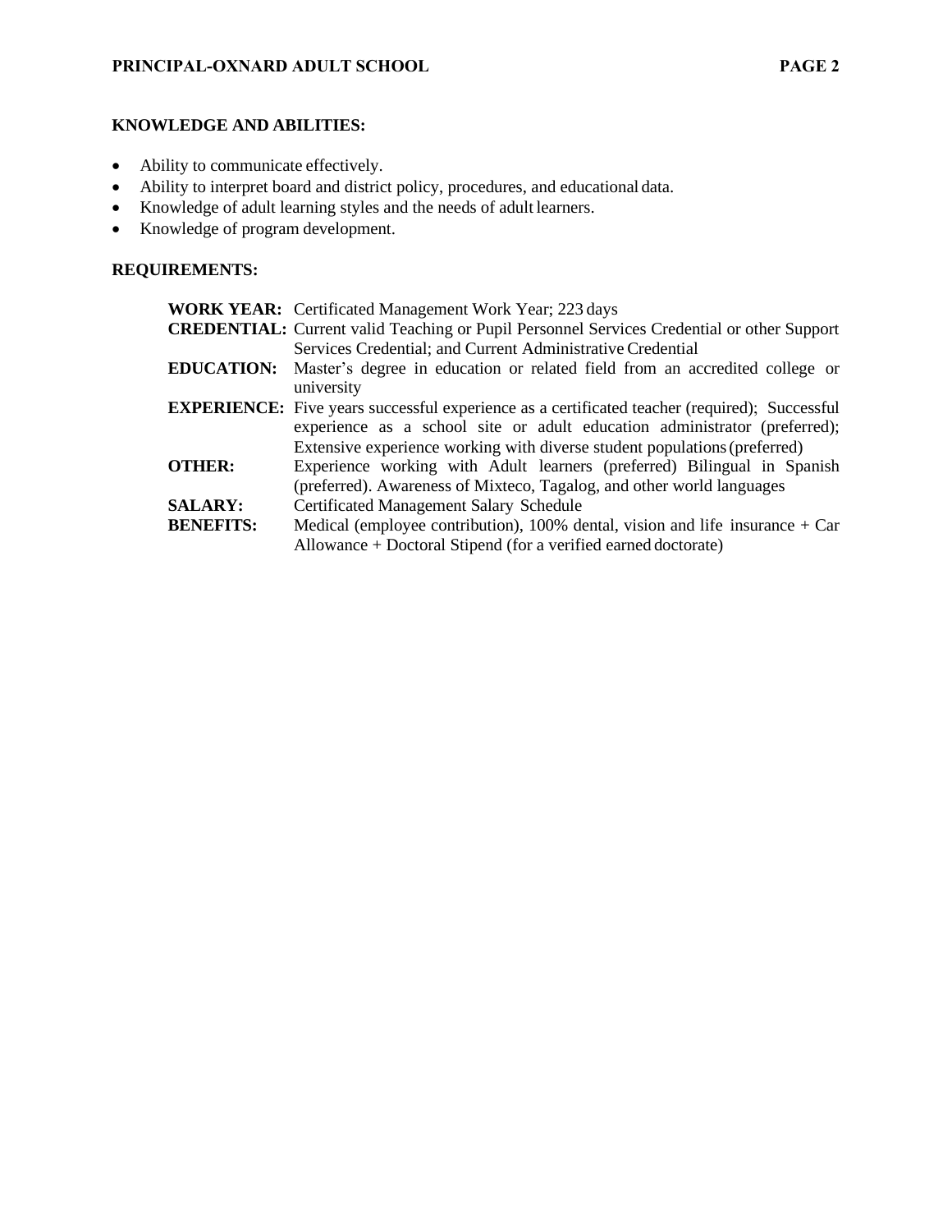**KNOWLEDGE AND ABILITIES:**

- Ability to communicate effectively.
- Ability to interpret board and district policy, procedures, and educational data.
- Knowledge of adult learning styles and the needs of adult learners.
- Knowledge of program development.

**REQUIREMENTS:**

| | |
|---|---|
| **WORK YEAR:** | Certificated Management Work Year; 223 days |
| **CREDENTIAL:** | Current valid Teaching or Pupil Personnel Services Credential or other Support Services Credential; and Current Administrative Credential |
| **EDUCATION:** | Master's degree in education or related field from an accredited college or university |
| **EXPERIENCE:** | Five years successful experience as a certificated teacher (required); Successful experience as a school site or adult education administrator (preferred); Extensive experience working with diverse student populations (preferred) |
| **OTHER:** | Experience working with Adult learners (preferred) Bilingual in Spanish (preferred). Awareness of Mixteco, Tagalog, and other world languages |
| **SALARY:** | Certificated Management Salary Schedule |
| **BENEFITS:** | Medical (employee contribution), 100% dental, vision and life insurance + Car Allowance + Doctoral Stipend (for a verified earned doctorate) |